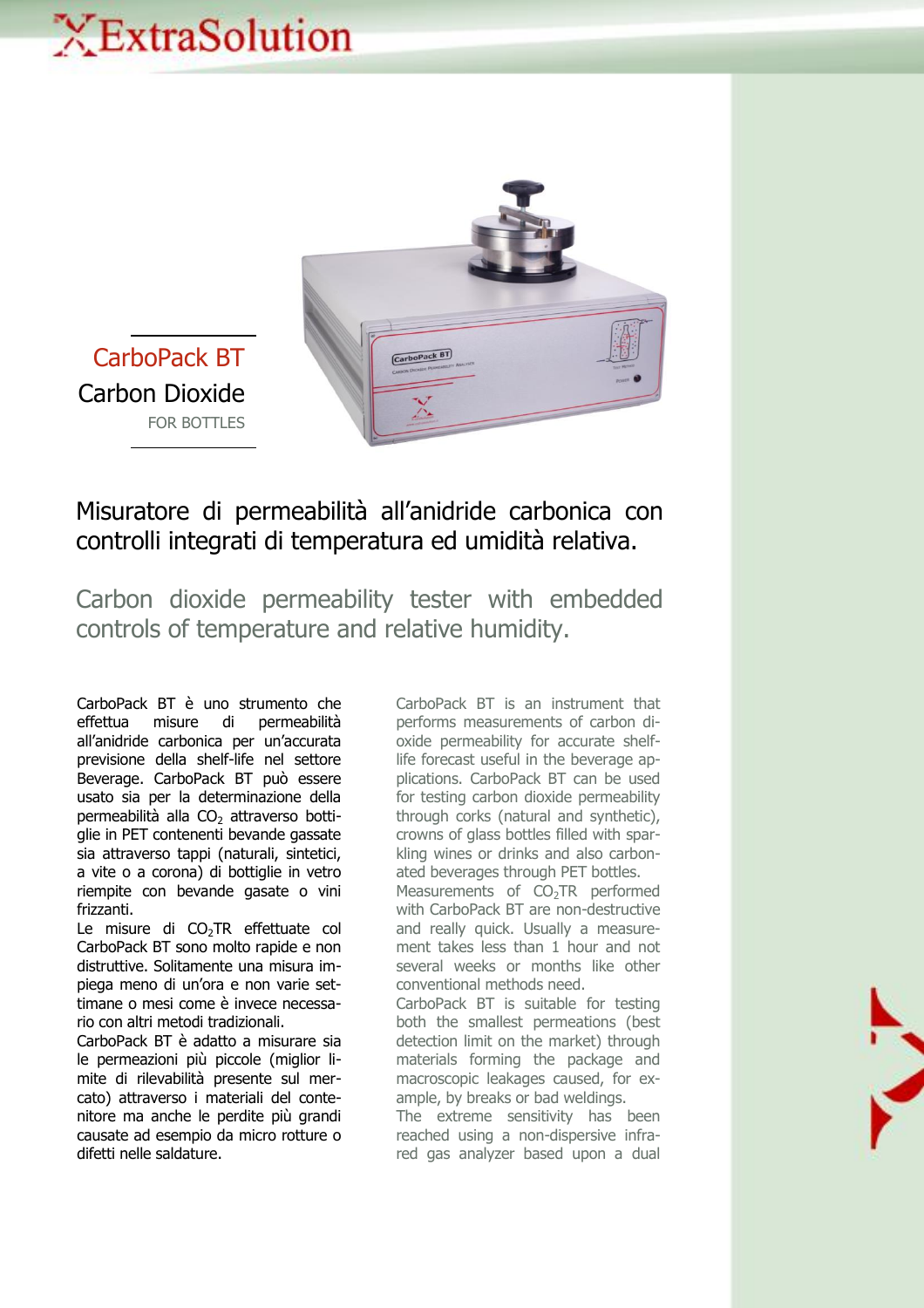# ExtraSolution

## CarboPack BT

Carbon Dioxide

FOR BOTTLES

### Misuratore di permeabilità all'anidride carbonica con controlli integrati di temperatura ed umidità relativa.

### Carbon dioxide permeability tester with embedded controls of temperature and relative humidity.

CarboPack BT è uno strumento che effettua misure di permeabilità all'anidride carbonica per un'accurata previsione della shelf-life nel settore Beverage. CarboPack BT può essere usato sia per la determinazione della permeabilità alla $CO_2$ attraverso bottiglie in PET contenenti bevande gassate sia attraverso tappi (naturali, sintetici, a vite o a corona) di bottiglie in vetro riempite con bevande gasate o vini frizzanti.

Le misure di $CO_2$TR effettuate col CarboPack BT sono molto rapide e non distruttive. Solitamente una misura impiega meno di un'ora e non varie settimane o mesi come è invece necessario con altri metodi tradizionali.

CarboPack BT è adatto a misurare sia le permeazioni più piccole (miglior limite di rilevabilità presente sul mercato) attraverso i materiali del contenitore ma anche le perdite più grandi causate ad esempio da micro rotture o difetti nelle saldature.

CarboPack BT is an instrument that performs measurements of carbon dioxide permeability for accurate shelf-life forecast useful in the beverage applications. CarboPack BT can be used for testing carbon dioxide permeability through corks (natural and synthetic), crowns of glass bottles filled with sparkling wines or drinks and also carbonated beverages through PET bottles.

Measurements of $CO_2$TR performed with CarboPack BT are non-destructive and really quick. Usually a measurement takes less than 1 hour and not several weeks or months like other conventional methods need.

CarboPack BT is suitable for testing both the smallest permeations (best detection limit on the market) through materials forming the package and macroscopic leakages caused, for example, by breaks or bad weldings.

The extreme sensitivity has been reached using a non-dispersive infrared gas analyzer based upon a dual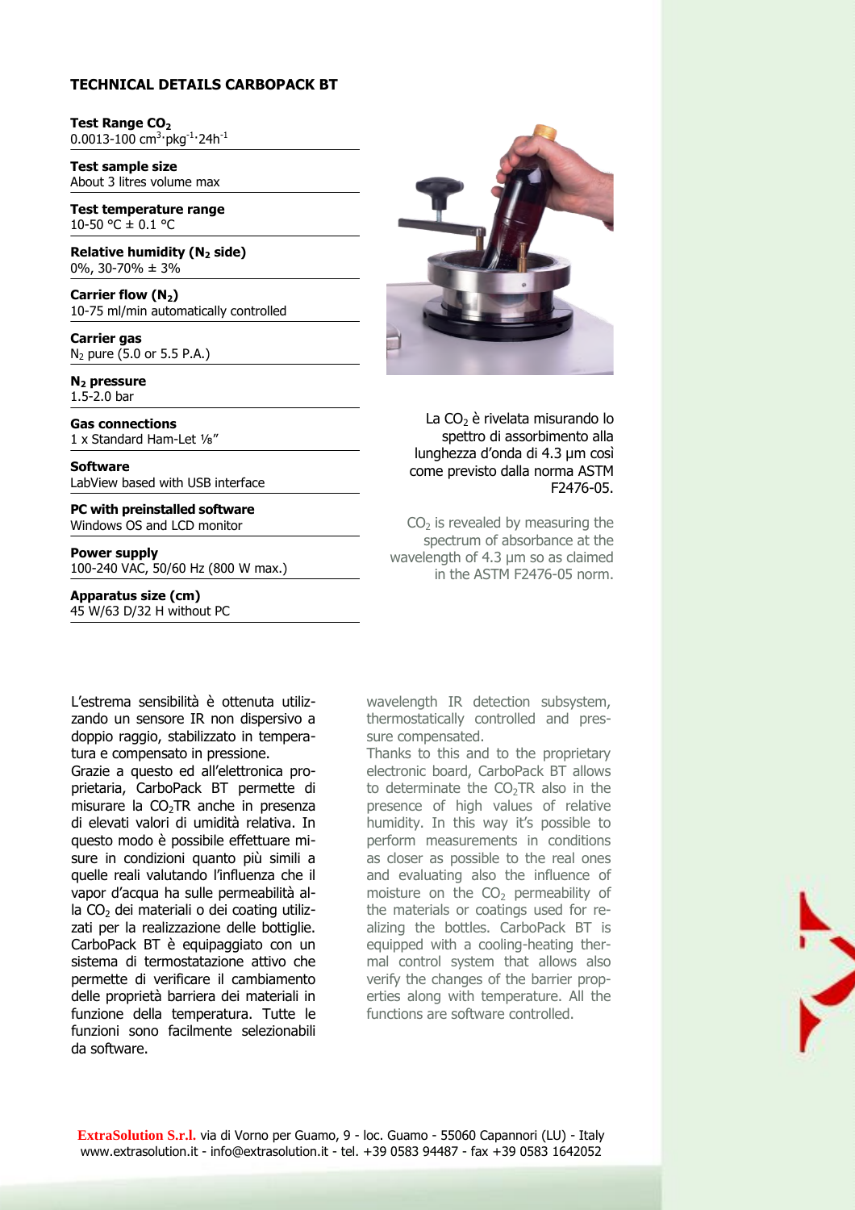## TECHNICAL DETAILS CARBOPACK BT

**Test Range $CO_2$**
0.0013-100 $cm^3 \cdot pkg^{-1} \cdot 24h^{-1}$

**Test sample size**
About 3 litres volume max

**Test temperature range**
10-50 °C ± 0.1 °C

**Relative humidity ($N_2$ side)**
0%, 30-70% ± 3%

**Carrier flow ($N_2$)**
10-75 ml/min automatically controlled

**Carrier gas**
$N_2$ pure (5.0 or 5.5 P.A.)

**$N_2$ pressure**
1.5-2.0 bar

**Gas connections**
1 x Standard Ham-Let ⅛"

**Software**
LabView based with USB interface

**PC with preinstalled software**
Windows OS and LCD monitor

**Power supply**
100-240 VAC, 50/60 Hz (800 W max.)

**Apparatus size (cm)**
45 W/63 D/32 H without PC

La $CO_2$ è rivelata misurando lo spettro di assorbimento alla lunghezza d'onda di 4.3 µm così come previsto dalla norma ASTM F2476-05.

$CO_2$ is revealed by measuring the spectrum of absorbance at the wavelength of 4.3 µm so as claimed in the ASTM F2476-05 norm.

L'estrema sensibilità è ottenuta utilizzando un sensore IR non dispersivo a doppio raggio, stabilizzato in temperatura e compensato in pressione.
Grazie a questo ed all'elettronica proprietaria, CarboPack BT permette di misurare la $CO_2$TR anche in presenza di elevati valori di umidità relativa. In questo modo è possibile effettuare misure in condizioni quanto più simili a quelle reali valutando l'influenza che il vapor d'acqua ha sulle permeabilità alla $CO_2$ dei materiali o dei coating utilizzati per la realizzazione delle bottiglie.
CarboPack BT è equipaggiato con un sistema di termostatazione attivo che permette di verificare il cambiamento delle proprietà barriera dei materiali in funzione della temperatura. Tutte le funzioni sono facilmente selezionabili da software.

wavelength IR detection subsystem, thermostatically controlled and pressure compensated.
Thanks to this and to the proprietary electronic board, CarboPack BT allows to determinate the $CO_2$TR also in the presence of high values of relative humidity. In this way it's possible to perform measurements in conditions as closer as possible to the real ones and evaluating also the influence of moisture on the $CO_2$ permeability of the materials or coatings used for realizing the bottles. CarboPack BT is equipped with a cooling-heating thermal control system that allows also verify the changes of the barrier properties along with temperature. All the functions are software controlled.

**ExtraSolution S.r.l.** via di Vorno per Guamo, 9 - loc. Guamo - 55060 Capannori (LU) - Italy
www.extrasolution.it - info@extrasolution.it - tel. +39 0583 94487 - fax +39 0583 1642052